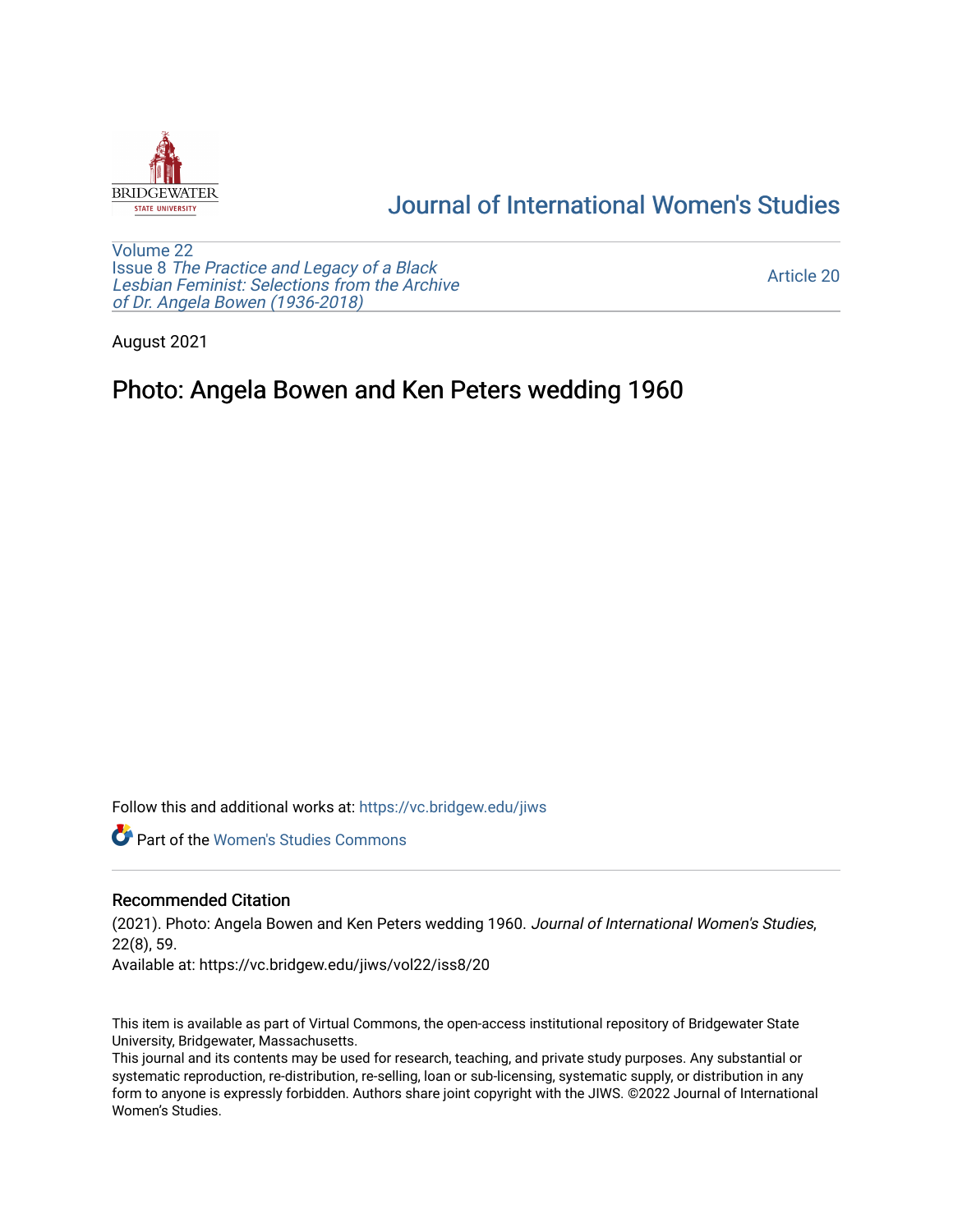# Journal of International Women's Studies

Volume 22
Issue 8 *The Practice and Legacy of a Black Lesbian Feminist: Selections from the Archive of Dr. Angela Bowen (1936-2018)*

Article 20

August 2021

## Photo: Angela Bowen and Ken Peters wedding 1960

Follow this and additional works at: https://vc.bridgew.edu/jiws

Part of the Women's Studies Commons

### Recommended Citation

(2021). Photo: Angela Bowen and Ken Peters wedding 1960. *Journal of International Women's Studies*, 22(8), 59.
Available at: https://vc.bridgew.edu/jiws/vol22/iss8/20

This item is available as part of Virtual Commons, the open-access institutional repository of Bridgewater State University, Bridgewater, Massachusetts.
This journal and its contents may be used for research, teaching, and private study purposes. Any substantial or systematic reproduction, re-distribution, re-selling, loan or sub-licensing, systematic supply, or distribution in any form to anyone is expressly forbidden. Authors share joint copyright with the JIWS. ©2022 Journal of International Women's Studies.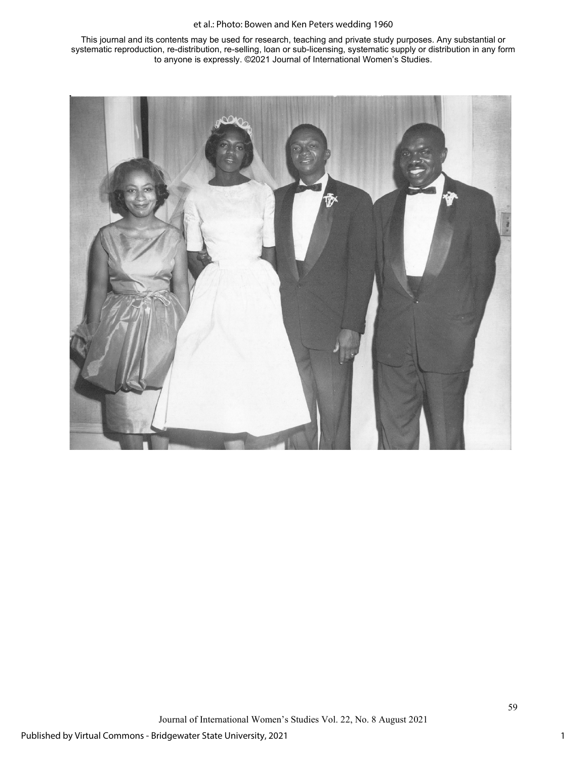This journal and its contents may be used for research, teaching and private study purposes. Any substantial or systematic reproduction, re-distribution, re-selling, loan or sub-licensing, systematic supply or distribution in any form to anyone is expressly. ©2021 Journal of International Women's Studies.